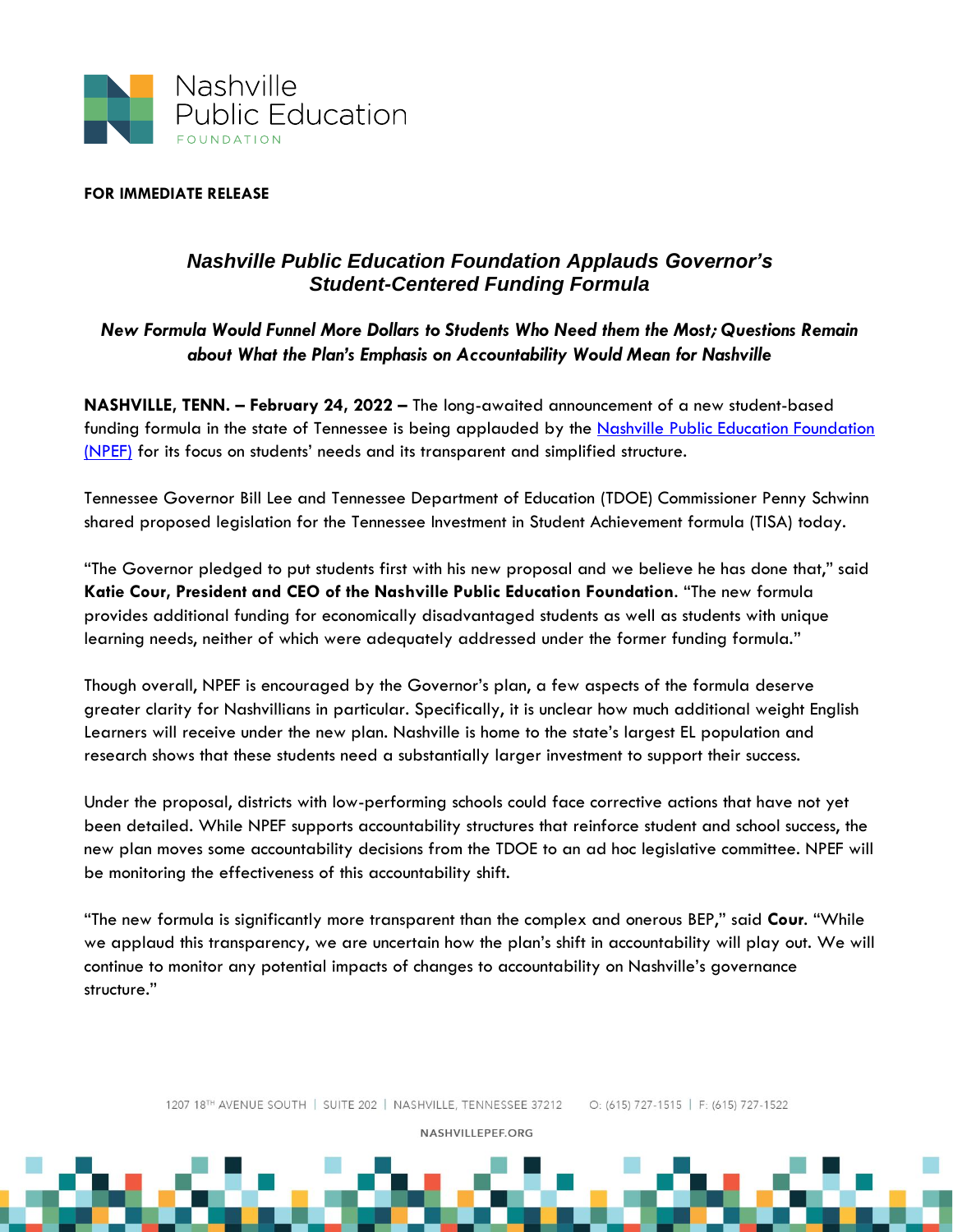Nashville Public Education FOUNDATION

**FOR IMMEDIATE RELEASE**

# *Nashville Public Education Foundation Applauds Governor's Student-Centered Funding Formula*

## *New Formula Would Funnel More Dollars to Students Who Need them the Most; Questions Remain about What the Plan's Emphasis on Accountability Would Mean for Nashville*

**NASHVILLE, TENN. – February 24, 2022 –** The long-awaited announcement of a new student-based funding formula in the state of Tennessee is being applauded by the Nashville Public Education Foundation (NPEF) for its focus on students' needs and its transparent and simplified structure.

Tennessee Governor Bill Lee and Tennessee Department of Education (TDOE) Commissioner Penny Schwinn shared proposed legislation for the Tennessee Investment in Student Achievement formula (TISA) today.

"The Governor pledged to put students first with his new proposal and we believe he has done that," said **Katie Cour, President and CEO of the Nashville Public Education Foundation**. "The new formula provides additional funding for economically disadvantaged students as well as students with unique learning needs, neither of which were adequately addressed under the former funding formula."

Though overall, NPEF is encouraged by the Governor's plan, a few aspects of the formula deserve greater clarity for Nashvillians in particular. Specifically, it is unclear how much additional weight English Learners will receive under the new plan. Nashville is home to the state's largest EL population and research shows that these students need a substantially larger investment to support their success.

Under the proposal, districts with low-performing schools could face corrective actions that have not yet been detailed. While NPEF supports accountability structures that reinforce student and school success, the new plan moves some accountability decisions from the TDOE to an ad hoc legislative committee. NPEF will be monitoring the effectiveness of this accountability shift.

"The new formula is significantly more transparent than the complex and onerous BEP," said **Cour**. "While we applaud this transparency, we are uncertain how the plan's shift in accountability will play out. We will continue to monitor any potential impacts of changes to accountability on Nashville's governance structure."

1207 18TH AVENUE SOUTH | SUITE 202 | NASHVILLE, TENNESSEE 37212 O: (615) 727-1515 | F: (615) 727-1522

NASHVILLEPEF.ORG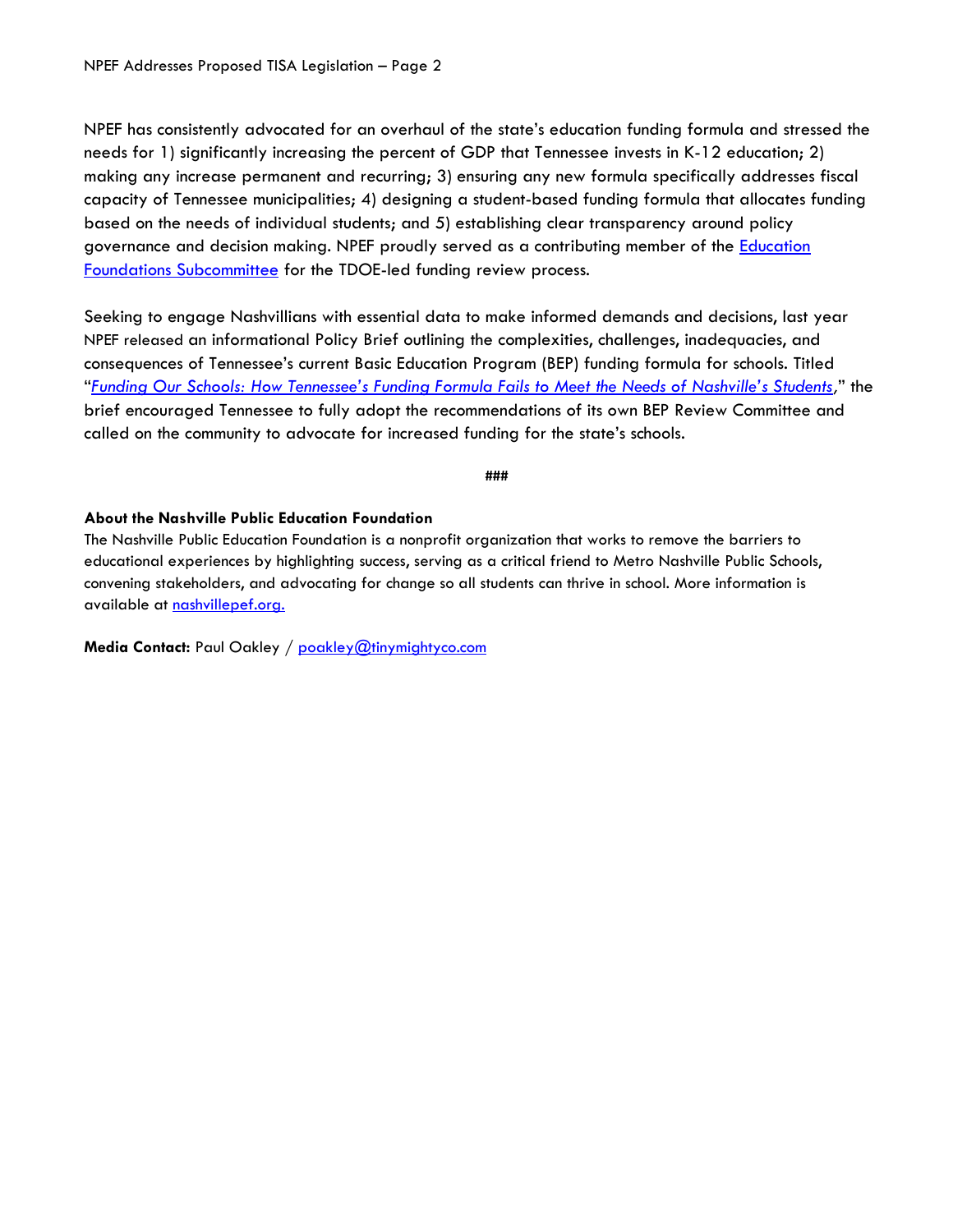NPEF has consistently advocated for an overhaul of the state's education funding formula and stressed the needs for 1) significantly increasing the percent of GDP that Tennessee invests in K-12 education; 2) making any increase permanent and recurring; 3) ensuring any new formula specifically addresses fiscal capacity of Tennessee municipalities; 4) designing a student-based funding formula that allocates funding based on the needs of individual students; and 5) establishing clear transparency around policy governance and decision making. NPEF proudly served as a contributing member of the Education Foundations Subcommittee for the TDOE-led funding review process.

Seeking to engage Nashvillians with essential data to make informed demands and decisions, last year NPEF released an informational Policy Brief outlining the complexities, challenges, inadequacies, and consequences of Tennessee's current Basic Education Program (BEP) funding formula for schools. Titled "*Funding Our Schools: How Tennessee's Funding Formula Fails to Meet the Needs of Nashville's Students*," the brief encouraged Tennessee to fully adopt the recommendations of its own BEP Review Committee and called on the community to advocate for increased funding for the state's schools.

###

**About the Nashville Public Education Foundation**

The Nashville Public Education Foundation is a nonprofit organization that works to remove the barriers to educational experiences by highlighting success, serving as a critical friend to Metro Nashville Public Schools, convening stakeholders, and advocating for change so all students can thrive in school. More information is available at nashvillepef.org.

**Media Contact:** Paul Oakley / poakley@tinymightyco.com